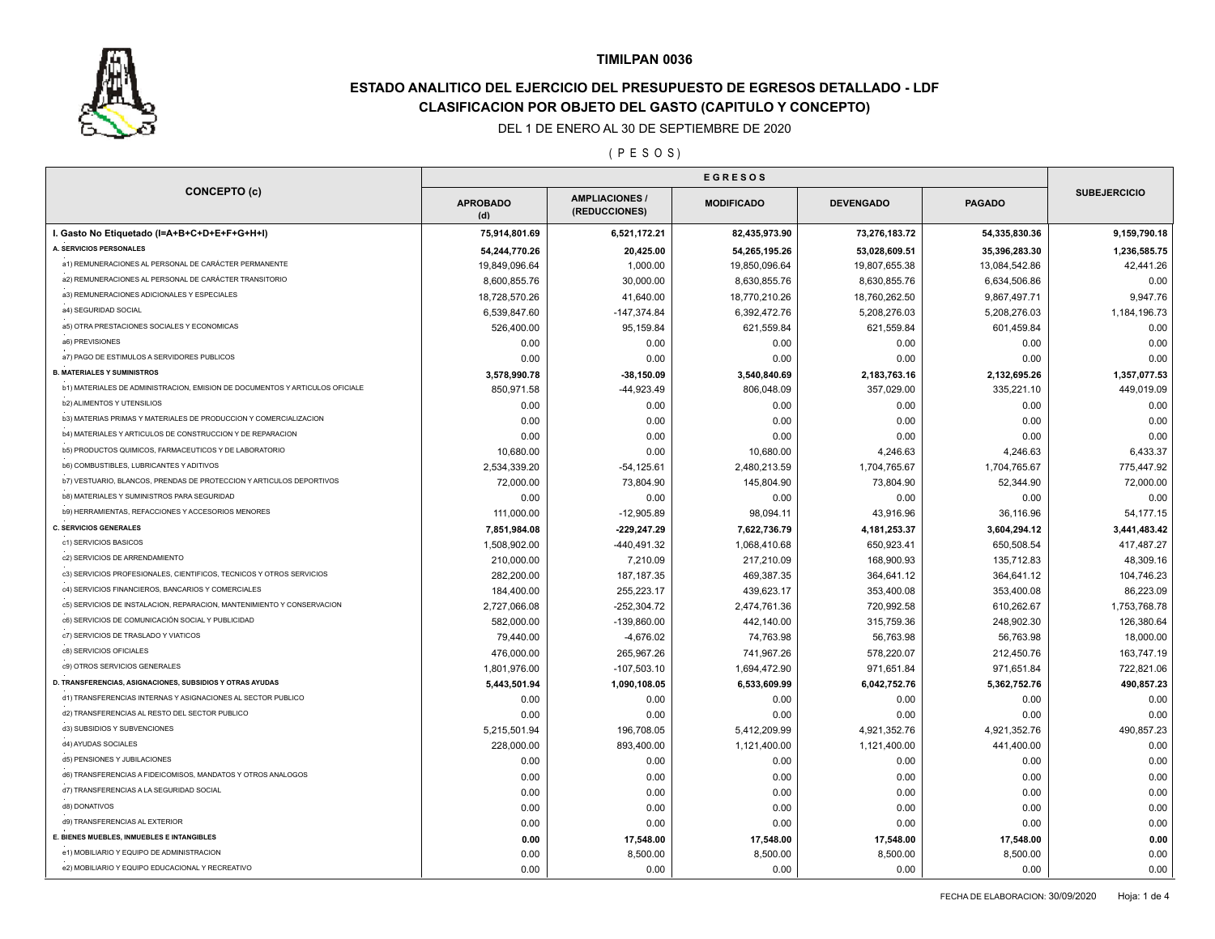# TIMILPAN 0036

## ESTADO ANALITICO DEL EJERCICIO DEL PRESUPUESTO DE EGRESOS DETALLADO - LDF

## CLASIFICACION POR OBJETO DEL GASTO (CAPITULO Y CONCEPTO)

DEL 1 DE ENERO AL 30 DE SEPTIEMBRE DE 2020

( P E S O S )

| CONCEPTO (c) | EGRESOS | | | | | SUBEJERCICIO |
|---|---|---|---|---|---|---|
| | APROBADO (d) | AMPLIACIONES / (REDUCCIONES) | MODIFICADO | DEVENGADO | PAGADO | |
| **I. Gasto No Etiquetado (I=A+B+C+D+E+F+G+H+I)** | **75,914,801.69** | **6,521,172.21** | **82,435,973.90** | **73,276,183.72** | **54,335,830.36** | **9,159,790.18** |
| **A. SERVICIOS PERSONALES** | **54,244,770.26** | **20,425.00** | **54,265,195.26** | **53,028,609.51** | **35,396,283.30** | **1,236,585.75** |
| a1) REMUNERACIONES AL PERSONAL DE CARÁCTER PERMANENTE | 19,849,096.64 | 1,000.00 | 19,850,096.64 | 19,807,655.38 | 13,084,542.86 | 42,441.26 |
| a2) REMUNERACIONES AL PERSONAL DE CARÁCTER TRANSITORIO | 8,600,855.76 | 30,000.00 | 8,630,855.76 | 8,630,855.76 | 6,634,506.86 | 0.00 |
| a3) REMUNERACIONES ADICIONALES Y ESPECIALES | 18,728,570.26 | 41,640.00 | 18,770,210.26 | 18,760,262.50 | 9,867,497.71 | 9,947.76 |
| a4) SEGURIDAD SOCIAL | 6,539,847.60 | -147,374.84 | 6,392,472.76 | 5,208,276.03 | 5,208,276.03 | 1,184,196.73 |
| a5) OTRA PRESTACIONES SOCIALES Y ECONOMICAS | 526,400.00 | 95,159.84 | 621,559.84 | 621,559.84 | 601,459.84 | 0.00 |
| a6) PREVISIONES | 0.00 | 0.00 | 0.00 | 0.00 | 0.00 | 0.00 |
| a7) PAGO DE ESTIMULOS A SERVIDORES PUBLICOS | 0.00 | 0.00 | 0.00 | 0.00 | 0.00 | 0.00 |
| **B. MATERIALES Y SUMINISTROS** | **3,578,990.78** | **-38,150.09** | **3,540,840.69** | **2,183,763.16** | **2,132,695.26** | **1,357,077.53** |
| b1) MATERIALES DE ADMINISTRACION, EMISION DE DOCUMENTOS Y ARTICULOS OFICIALE | 850,971.58 | -44,923.49 | 806,048.09 | 357,029.00 | 335,221.10 | 449,019.09 |
| b2) ALIMENTOS Y UTENSILIOS | 0.00 | 0.00 | 0.00 | 0.00 | 0.00 | 0.00 |
| b3) MATERIAS PRIMAS Y MATERIALES DE PRODUCCION Y COMERCIALIZACION | 0.00 | 0.00 | 0.00 | 0.00 | 0.00 | 0.00 |
| b4) MATERIALES Y ARTICULOS DE CONSTRUCCION Y DE REPARACION | 0.00 | 0.00 | 0.00 | 0.00 | 0.00 | 0.00 |
| b5) PRODUCTOS QUIMICOS, FARMACEUTICOS Y DE LABORATORIO | 10,680.00 | 0.00 | 10,680.00 | 4,246.63 | 4,246.63 | 6,433.37 |
| b6) COMBUSTIBLES, LUBRICANTES Y ADITIVOS | 2,534,339.20 | -54,125.61 | 2,480,213.59 | 1,704,765.67 | 1,704,765.67 | 775,447.92 |
| b7) VESTUARIO, BLANCOS, PRENDAS DE PROTECCION Y ARTICULOS DEPORTIVOS | 72,000.00 | 73,804.90 | 145,804.90 | 73,804.90 | 52,344.90 | 72,000.00 |
| b8) MATERIALES Y SUMINISTROS PARA SEGURIDAD | 0.00 | 0.00 | 0.00 | 0.00 | 0.00 | 0.00 |
| b9) HERRAMIENTAS, REFACCIONES Y ACCESORIOS MENORES | 111,000.00 | -12,905.89 | 98,094.11 | 43,916.96 | 36,116.96 | 54,177.15 |
| **C. SERVICIOS GENERALES** | **7,851,984.08** | **-229,247.29** | **7,622,736.79** | **4,181,253.37** | **3,604,294.12** | **3,441,483.42** |
| c1) SERVICIOS BASICOS | 1,508,902.00 | -440,491.32 | 1,068,410.68 | 650,923.41 | 650,508.54 | 417,487.27 |
| c2) SERVICIOS DE ARRENDAMIENTO | 210,000.00 | 7,210.09 | 217,210.09 | 168,900.93 | 135,712.83 | 48,309.16 |
| c3) SERVICIOS PROFESIONALES, CIENTIFICOS, TECNICOS Y OTROS SERVICIOS | 282,200.00 | 187,187.35 | 469,387.35 | 364,641.12 | 364,641.12 | 104,746.23 |
| c4) SERVICIOS FINANCIEROS, BANCARIOS Y COMERCIALES | 184,400.00 | 255,223.17 | 439,623.17 | 353,400.08 | 353,400.08 | 86,223.09 |
| c5) SERVICIOS DE INSTALACION, REPARACION, MANTENIMIENTO Y CONSERVACION | 2,727,066.08 | -252,304.72 | 2,474,761.36 | 720,992.58 | 610,262.67 | 1,753,768.78 |
| c6) SERVICIOS DE COMUNICACIÓN SOCIAL Y PUBLICIDAD | 582,000.00 | -139,860.00 | 442,140.00 | 315,759.36 | 248,902.30 | 126,380.64 |
| c7) SERVICIOS DE TRASLADO Y VIATICOS | 79,440.00 | -4,676.02 | 74,763.98 | 56,763.98 | 56,763.98 | 18,000.00 |
| c8) SERVICIOS OFICIALES | 476,000.00 | 265,967.26 | 741,967.26 | 578,220.07 | 212,450.76 | 163,747.19 |
| c9) OTROS SERVICIOS GENERALES | 1,801,976.00 | -107,503.10 | 1,694,472.90 | 971,651.84 | 971,651.84 | 722,821.06 |
| **D. TRANSFERENCIAS, ASIGNACIONES, SUBSIDIOS Y OTRAS AYUDAS** | **5,443,501.94** | **1,090,108.05** | **6,533,609.99** | **6,042,752.76** | **5,362,752.76** | **490,857.23** |
| d1) TRANSFERENCIAS INTERNAS Y ASIGNACIONES AL SECTOR PUBLICO | 0.00 | 0.00 | 0.00 | 0.00 | 0.00 | 0.00 |
| d2) TRANSFERENCIAS AL RESTO DEL SECTOR PUBLICO | 0.00 | 0.00 | 0.00 | 0.00 | 0.00 | 0.00 |
| d3) SUBSIDIOS Y SUBVENCIONES | 5,215,501.94 | 196,708.05 | 5,412,209.99 | 4,921,352.76 | 4,921,352.76 | 490,857.23 |
| d4) AYUDAS SOCIALES | 228,000.00 | 893,400.00 | 1,121,400.00 | 1,121,400.00 | 441,400.00 | 0.00 |
| d5) PENSIONES Y JUBILACIONES | 0.00 | 0.00 | 0.00 | 0.00 | 0.00 | 0.00 |
| d6) TRANSFERENCIAS A FIDEICOMISOS, MANDATOS Y OTROS ANALOGOS | 0.00 | 0.00 | 0.00 | 0.00 | 0.00 | 0.00 |
| d7) TRANSFERENCIAS A LA SEGURIDAD SOCIAL | 0.00 | 0.00 | 0.00 | 0.00 | 0.00 | 0.00 |
| d8) DONATIVOS | 0.00 | 0.00 | 0.00 | 0.00 | 0.00 | 0.00 |
| d9) TRANSFERENCIAS AL EXTERIOR | 0.00 | 0.00 | 0.00 | 0.00 | 0.00 | 0.00 |
| **E. BIENES MUEBLES, INMUEBLES E INTANGIBLES** | **0.00** | **17,548.00** | **17,548.00** | **17,548.00** | **17,548.00** | **0.00** |
| e1) MOBILIARIO Y EQUIPO DE ADMINISTRACION | 0.00 | 8,500.00 | 8,500.00 | 8,500.00 | 8,500.00 | 0.00 |
| e2) MOBILIARIO Y EQUIPO EDUCACIONAL Y RECREATIVO | 0.00 | 0.00 | 0.00 | 0.00 | 0.00 | 0.00 |

FECHA DE ELABORACION: 30/09/2020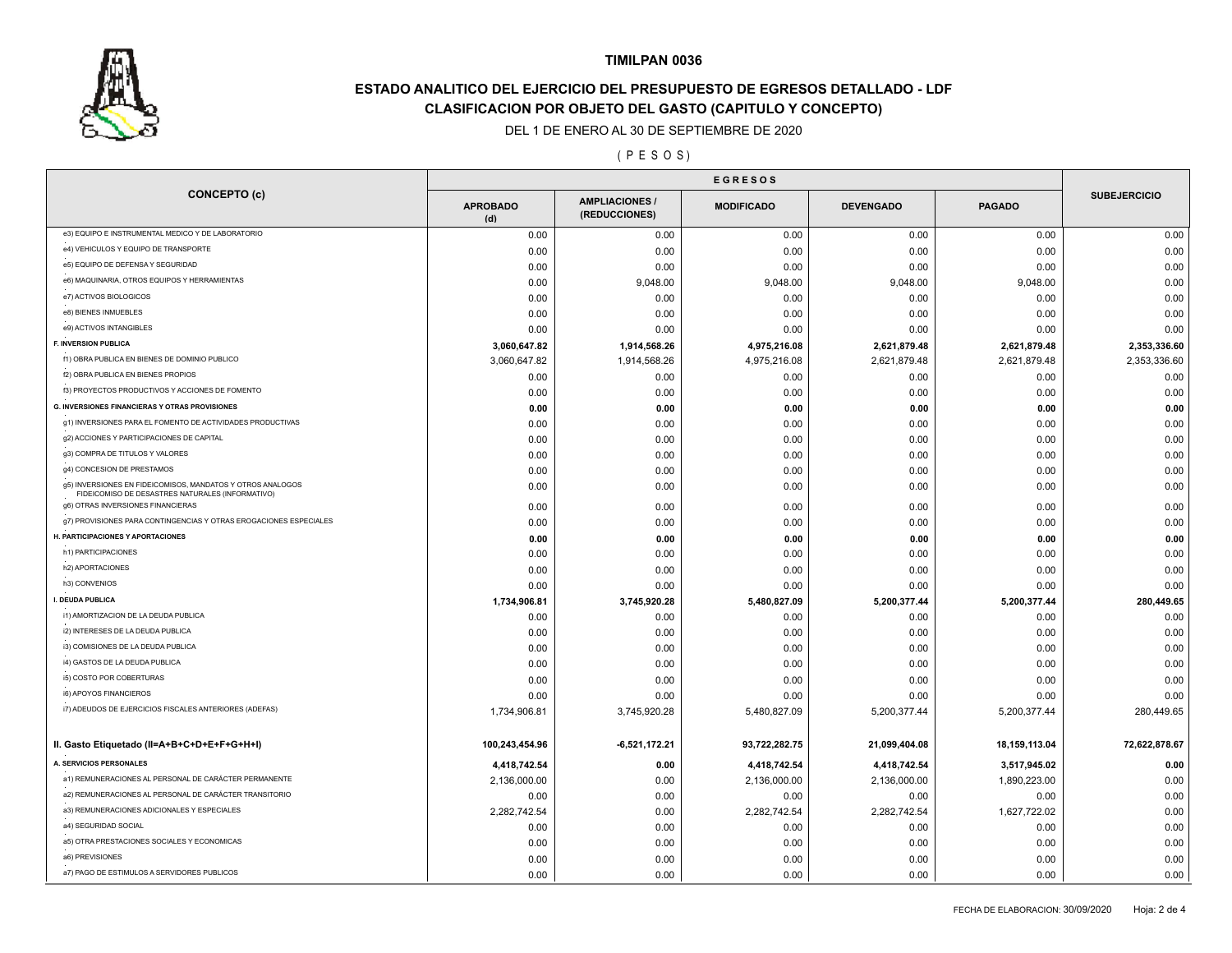# TIMILPAN 0036

## ESTADO ANALITICO DEL EJERCICIO DEL PRESUPUESTO DE EGRESOS DETALLADO - LDF

## CLASIFICACION POR OBJETO DEL GASTO (CAPITULO Y CONCEPTO)

DEL 1 DE ENERO AL 30 DE SEPTIEMBRE DE 2020

( P E S O S )

| CONCEPTO (c) | EGRESOS | | | | | SUBEJERCICIO |
|---|---|---|---|---|---|---|
| | APROBADO (d) | AMPLIACIONES / (REDUCCIONES) | MODIFICADO | DEVENGADO | PAGADO | |
| e3) EQUIPO E INSTRUMENTAL MEDICO Y DE LABORATORIO | 0.00 | 0.00 | 0.00 | 0.00 | 0.00 | 0.00 |
| e4) VEHICULOS Y EQUIPO DE TRANSPORTE | 0.00 | 0.00 | 0.00 | 0.00 | 0.00 | 0.00 |
| e5) EQUIPO DE DEFENSA Y SEGURIDAD | 0.00 | 0.00 | 0.00 | 0.00 | 0.00 | 0.00 |
| e6) MAQUINARIA, OTROS EQUIPOS Y HERRAMIENTAS | 0.00 | 9,048.00 | 9,048.00 | 9,048.00 | 9,048.00 | 0.00 |
| e7) ACTIVOS BIOLOGICOS | 0.00 | 0.00 | 0.00 | 0.00 | 0.00 | 0.00 |
| e8) BIENES INMUEBLES | 0.00 | 0.00 | 0.00 | 0.00 | 0.00 | 0.00 |
| e9) ACTIVOS INTANGIBLES | 0.00 | 0.00 | 0.00 | 0.00 | 0.00 | 0.00 |
| **F. INVERSION PUBLICA** | **3,060,647.82** | **1,914,568.26** | **4,975,216.08** | **2,621,879.48** | **2,621,879.48** | **2,353,336.60** |
| f1) OBRA PUBLICA EN BIENES DE DOMINIO PUBLICO | 3,060,647.82 | 1,914,568.26 | 4,975,216.08 | 2,621,879.48 | 2,621,879.48 | 2,353,336.60 |
| f2) OBRA PUBLICA EN BIENES PROPIOS | 0.00 | 0.00 | 0.00 | 0.00 | 0.00 | 0.00 |
| f3) PROYECTOS PRODUCTIVOS Y ACCIONES DE FOMENTO | 0.00 | 0.00 | 0.00 | 0.00 | 0.00 | 0.00 |
| **G. INVERSIONES FINANCIERAS Y OTRAS PROVISIONES** | **0.00** | **0.00** | **0.00** | **0.00** | **0.00** | **0.00** |
| g1) INVERSIONES PARA EL FOMENTO DE ACTIVIDADES PRODUCTIVAS | 0.00 | 0.00 | 0.00 | 0.00 | 0.00 | 0.00 |
| g2) ACCIONES Y PARTICIPACIONES DE CAPITAL | 0.00 | 0.00 | 0.00 | 0.00 | 0.00 | 0.00 |
| g3) COMPRA DE TITULOS Y VALORES | 0.00 | 0.00 | 0.00 | 0.00 | 0.00 | 0.00 |
| g4) CONCESION DE PRESTAMOS | 0.00 | 0.00 | 0.00 | 0.00 | 0.00 | 0.00 |
| g5) INVERSIONES EN FIDEICOMISOS, MANDATOS Y OTROS ANALOGOS FIDEICOMISO DE DESASTRES NATURALES (INFORMATIVO) | 0.00 | 0.00 | 0.00 | 0.00 | 0.00 | 0.00 |
| g6) OTRAS INVERSIONES FINANCIERAS | 0.00 | 0.00 | 0.00 | 0.00 | 0.00 | 0.00 |
| g7) PROVISIONES PARA CONTINGENCIAS Y OTRAS EROGACIONES ESPECIALES | 0.00 | 0.00 | 0.00 | 0.00 | 0.00 | 0.00 |
| **H. PARTICIPACIONES Y APORTACIONES** | **0.00** | **0.00** | **0.00** | **0.00** | **0.00** | **0.00** |
| h1) PARTICIPACIONES | 0.00 | 0.00 | 0.00 | 0.00 | 0.00 | 0.00 |
| h2) APORTACIONES | 0.00 | 0.00 | 0.00 | 0.00 | 0.00 | 0.00 |
| h3) CONVENIOS | 0.00 | 0.00 | 0.00 | 0.00 | 0.00 | 0.00 |
| **I. DEUDA PUBLICA** | **1,734,906.81** | **3,745,920.28** | **5,480,827.09** | **5,200,377.44** | **5,200,377.44** | **280,449.65** |
| i1) AMORTIZACION DE LA DEUDA PUBLICA | 0.00 | 0.00 | 0.00 | 0.00 | 0.00 | 0.00 |
| i2) INTERESES DE LA DEUDA PUBLICA | 0.00 | 0.00 | 0.00 | 0.00 | 0.00 | 0.00 |
| i3) COMISIONES DE LA DEUDA PUBLICA | 0.00 | 0.00 | 0.00 | 0.00 | 0.00 | 0.00 |
| i4) GASTOS DE LA DEUDA PUBLICA | 0.00 | 0.00 | 0.00 | 0.00 | 0.00 | 0.00 |
| i5) COSTO POR COBERTURAS | 0.00 | 0.00 | 0.00 | 0.00 | 0.00 | 0.00 |
| i6) APOYOS FINANCIEROS | 0.00 | 0.00 | 0.00 | 0.00 | 0.00 | 0.00 |
| i7) ADEUDOS DE EJERCICIOS FISCALES ANTERIORES (ADEFAS) | 1,734,906.81 | 3,745,920.28 | 5,480,827.09 | 5,200,377.44 | 5,200,377.44 | 280,449.65 |
| **II. Gasto Etiquetado (II=A+B+C+D+E+F+G+H+I)** | **100,243,454.96** | **-6,521,172.21** | **93,722,282.75** | **21,099,404.08** | **18,159,113.04** | **72,622,878.67** |
| **A. SERVICIOS PERSONALES** | **4,418,742.54** | **0.00** | **4,418,742.54** | **4,418,742.54** | **3,517,945.02** | **0.00** |
| a1) REMUNERACIONES AL PERSONAL DE CARÁCTER PERMANENTE | 2,136,000.00 | 0.00 | 2,136,000.00 | 2,136,000.00 | 1,890,223.00 | 0.00 |
| a2) REMUNERACIONES AL PERSONAL DE CARÁCTER TRANSITORIO | 0.00 | 0.00 | 0.00 | 0.00 | 0.00 | 0.00 |
| a3) REMUNERACIONES ADICIONALES Y ESPECIALES | 2,282,742.54 | 0.00 | 2,282,742.54 | 2,282,742.54 | 1,627,722.02 | 0.00 |
| a4) SEGURIDAD SOCIAL | 0.00 | 0.00 | 0.00 | 0.00 | 0.00 | 0.00 |
| a5) OTRA PRESTACIONES SOCIALES Y ECONOMICAS | 0.00 | 0.00 | 0.00 | 0.00 | 0.00 | 0.00 |
| a6) PREVISIONES | 0.00 | 0.00 | 0.00 | 0.00 | 0.00 | 0.00 |
| a7) PAGO DE ESTIMULOS A SERVIDORES PUBLICOS | 0.00 | 0.00 | 0.00 | 0.00 | 0.00 | 0.00 |

FECHA DE ELABORACION: 30/09/2020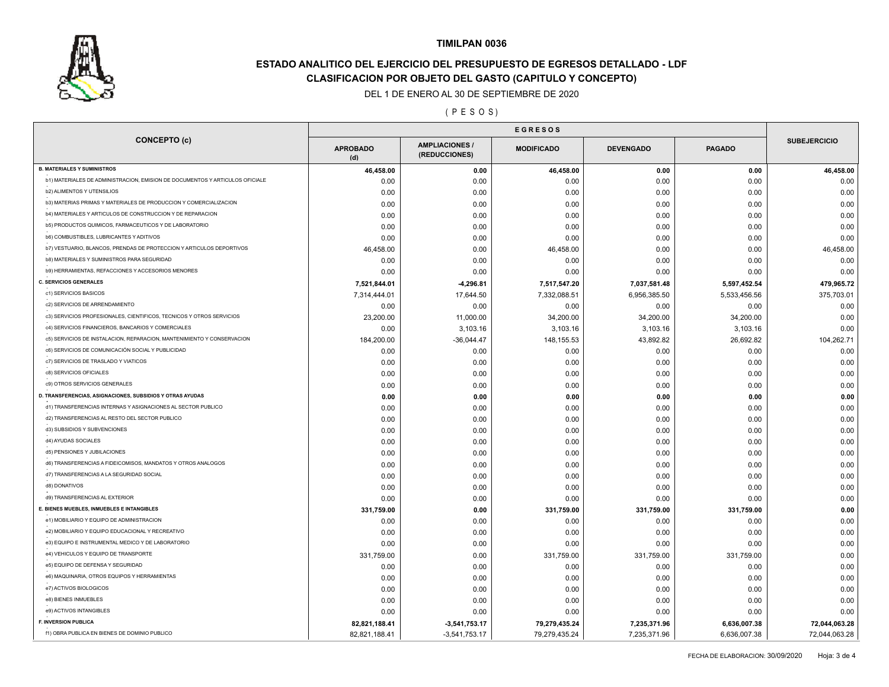# TIMILPAN 0036

## ESTADO ANALITICO DEL EJERCICIO DEL PRESUPUESTO DE EGRESOS DETALLADO - LDF
## CLASIFICACION POR OBJETO DEL GASTO (CAPITULO Y CONCEPTO)

DEL 1 DE ENERO AL 30 DE SEPTIEMBRE DE 2020

( P E S O S )

| CONCEPTO (c) | EGRESOS | | | | | SUBEJERCICIO |
|---|---|---|---|---|---|---|
| | APROBADO (d) | AMPLIACIONES / (REDUCCIONES) | MODIFICADO | DEVENGADO | PAGADO | |
| **B. MATERIALES Y SUMINISTROS** | **46,458.00** | **0.00** | **46,458.00** | **0.00** | **0.00** | **46,458.00** |
| b1) MATERIALES DE ADMINISTRACION, EMISION DE DOCUMENTOS Y ARTICULOS OFICIALE | 0.00 | 0.00 | 0.00 | 0.00 | 0.00 | 0.00 |
| b2) ALIMENTOS Y UTENSILIOS | 0.00 | 0.00 | 0.00 | 0.00 | 0.00 | 0.00 |
| b3) MATERIAS PRIMAS Y MATERIALES DE PRODUCCION Y COMERCIALIZACION | 0.00 | 0.00 | 0.00 | 0.00 | 0.00 | 0.00 |
| b4) MATERIALES Y ARTICULOS DE CONSTRUCCION Y DE REPARACION | 0.00 | 0.00 | 0.00 | 0.00 | 0.00 | 0.00 |
| b5) PRODUCTOS QUIMICOS, FARMACEUTICOS Y DE LABORATORIO | 0.00 | 0.00 | 0.00 | 0.00 | 0.00 | 0.00 |
| b6) COMBUSTIBLES, LUBRICANTES Y ADITIVOS | 0.00 | 0.00 | 0.00 | 0.00 | 0.00 | 0.00 |
| b7) VESTUARIO, BLANCOS, PRENDAS DE PROTECCION Y ARTICULOS DEPORTIVOS | 46,458.00 | 0.00 | 46,458.00 | 0.00 | 0.00 | 46,458.00 |
| b8) MATERIALES Y SUMINISTROS PARA SEGURIDAD | 0.00 | 0.00 | 0.00 | 0.00 | 0.00 | 0.00 |
| b9) HERRAMIENTAS, REFACCIONES Y ACCESORIOS MENORES | 0.00 | 0.00 | 0.00 | 0.00 | 0.00 | 0.00 |
| **C. SERVICIOS GENERALES** | **7,521,844.01** | **-4,296.81** | **7,517,547.20** | **7,037,581.48** | **5,597,452.54** | **479,965.72** |
| c1) SERVICIOS BASICOS | 7,314,444.01 | 17,644.50 | 7,332,088.51 | 6,956,385.50 | 5,533,456.56 | 375,703.01 |
| c2) SERVICIOS DE ARRENDAMIENTO | 0.00 | 0.00 | 0.00 | 0.00 | 0.00 | 0.00 |
| c3) SERVICIOS PROFESIONALES, CIENTIFICOS, TECNICOS Y OTROS SERVICIOS | 23,200.00 | 11,000.00 | 34,200.00 | 34,200.00 | 34,200.00 | 0.00 |
| c4) SERVICIOS FINANCIEROS, BANCARIOS Y COMERCIALES | 0.00 | 3,103.16 | 3,103.16 | 3,103.16 | 3,103.16 | 0.00 |
| c5) SERVICIOS DE INSTALACION, REPARACION, MANTENIMIENTO Y CONSERVACION | 184,200.00 | -36,044.47 | 148,155.53 | 43,892.82 | 26,692.82 | 104,262.71 |
| c6) SERVICIOS DE COMUNICACIÓN SOCIAL Y PUBLICIDAD | 0.00 | 0.00 | 0.00 | 0.00 | 0.00 | 0.00 |
| c7) SERVICIOS DE TRASLADO Y VIATICOS | 0.00 | 0.00 | 0.00 | 0.00 | 0.00 | 0.00 |
| c8) SERVICIOS OFICIALES | 0.00 | 0.00 | 0.00 | 0.00 | 0.00 | 0.00 |
| c9) OTROS SERVICIOS GENERALES | 0.00 | 0.00 | 0.00 | 0.00 | 0.00 | 0.00 |
| **D. TRANSFERENCIAS, ASIGNACIONES, SUBSIDIOS Y OTRAS AYUDAS** | **0.00** | **0.00** | **0.00** | **0.00** | **0.00** | **0.00** |
| d1) TRANSFERENCIAS INTERNAS Y ASIGNACIONES AL SECTOR PUBLICO | 0.00 | 0.00 | 0.00 | 0.00 | 0.00 | 0.00 |
| d2) TRANSFERENCIAS AL RESTO DEL SECTOR PUBLICO | 0.00 | 0.00 | 0.00 | 0.00 | 0.00 | 0.00 |
| d3) SUBSIDIOS Y SUBVENCIONES | 0.00 | 0.00 | 0.00 | 0.00 | 0.00 | 0.00 |
| d4) AYUDAS SOCIALES | 0.00 | 0.00 | 0.00 | 0.00 | 0.00 | 0.00 |
| d5) PENSIONES Y JUBILACIONES | 0.00 | 0.00 | 0.00 | 0.00 | 0.00 | 0.00 |
| d6) TRANSFERENCIAS A FIDEICOMISOS, MANDATOS Y OTROS ANALOGOS | 0.00 | 0.00 | 0.00 | 0.00 | 0.00 | 0.00 |
| d7) TRANSFERENCIAS A LA SEGURIDAD SOCIAL | 0.00 | 0.00 | 0.00 | 0.00 | 0.00 | 0.00 |
| d8) DONATIVOS | 0.00 | 0.00 | 0.00 | 0.00 | 0.00 | 0.00 |
| d9) TRANSFERENCIAS AL EXTERIOR | 0.00 | 0.00 | 0.00 | 0.00 | 0.00 | 0.00 |
| **E. BIENES MUEBLES, INMUEBLES E INTANGIBLES** | **331,759.00** | **0.00** | **331,759.00** | **331,759.00** | **331,759.00** | **0.00** |
| e1) MOBILIARIO Y EQUIPO DE ADMINISTRACION | 0.00 | 0.00 | 0.00 | 0.00 | 0.00 | 0.00 |
| e2) MOBILIARIO Y EQUIPO EDUCACIONAL Y RECREATIVO | 0.00 | 0.00 | 0.00 | 0.00 | 0.00 | 0.00 |
| e3) EQUIPO E INSTRUMENTAL MEDICO Y DE LABORATORIO | 0.00 | 0.00 | 0.00 | 0.00 | 0.00 | 0.00 |
| e4) VEHICULOS Y EQUIPO DE TRANSPORTE | 331,759.00 | 0.00 | 331,759.00 | 331,759.00 | 331,759.00 | 0.00 |
| e5) EQUIPO DE DEFENSA Y SEGURIDAD | 0.00 | 0.00 | 0.00 | 0.00 | 0.00 | 0.00 |
| e6) MAQUINARIA, OTROS EQUIPOS Y HERRAMIENTAS | 0.00 | 0.00 | 0.00 | 0.00 | 0.00 | 0.00 |
| e7) ACTIVOS BIOLOGICOS | 0.00 | 0.00 | 0.00 | 0.00 | 0.00 | 0.00 |
| e8) BIENES INMUEBLES | 0.00 | 0.00 | 0.00 | 0.00 | 0.00 | 0.00 |
| e9) ACTIVOS INTANGIBLES | 0.00 | 0.00 | 0.00 | 0.00 | 0.00 | 0.00 |
| **F. INVERSION PUBLICA** | **82,821,188.41** | **-3,541,753.17** | **79,279,435.24** | **7,235,371.96** | **6,636,007.38** | **72,044,063.28** |
| f1) OBRA PUBLICA EN BIENES DE DOMINIO PUBLICO | 82,821,188.41 | -3,541,753.17 | 79,279,435.24 | 7,235,371.96 | 6,636,007.38 | 72,044,063.28 |

FECHA DE ELABORACION: 30/09/2020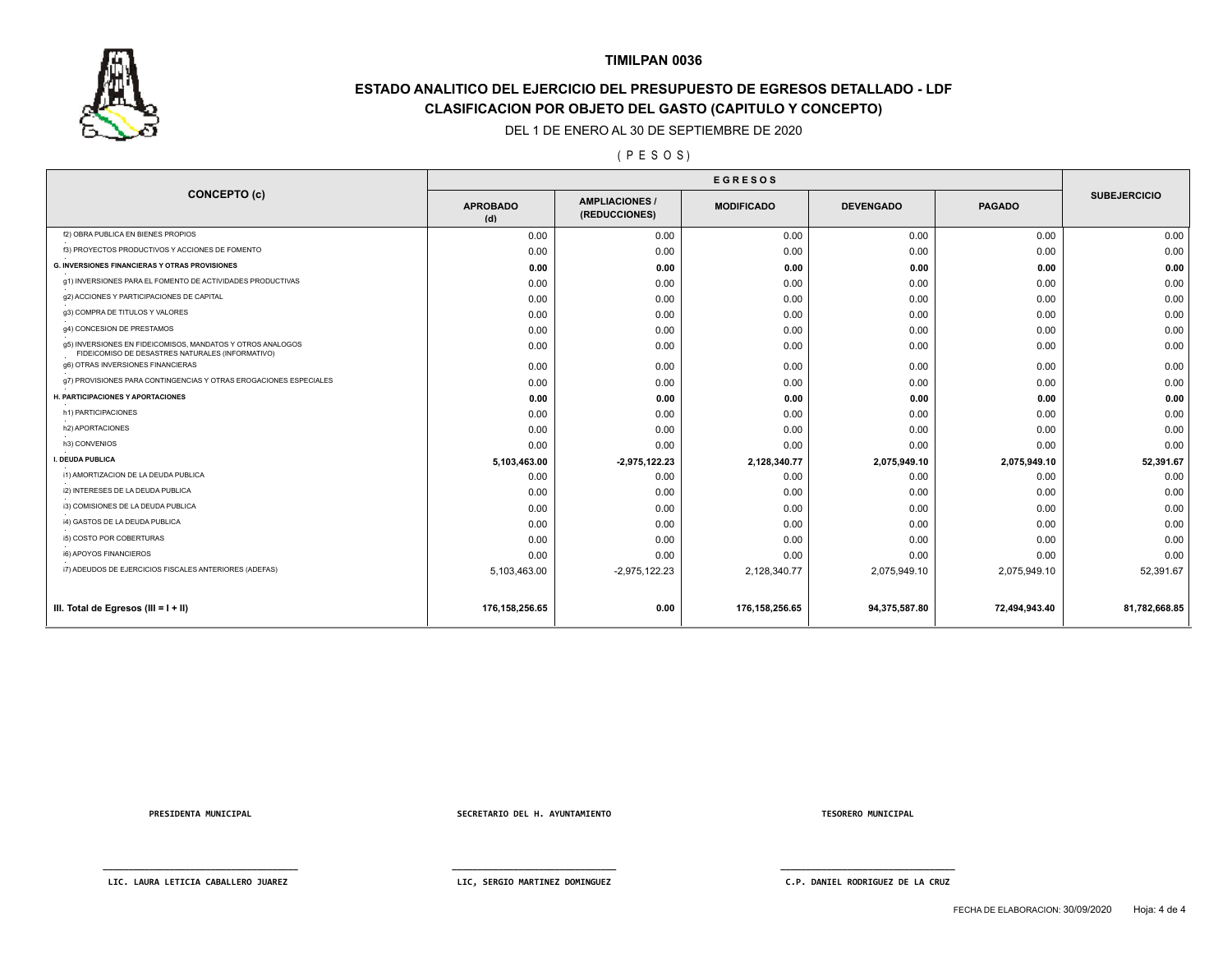# TIMILPAN 0036

## ESTADO ANALITICO DEL EJERCICIO DEL PRESUPUESTO DE EGRESOS DETALLADO - LDF
## CLASIFICACION POR OBJETO DEL GASTO (CAPITULO Y CONCEPTO)

DEL 1 DE ENERO AL 30 DE SEPTIEMBRE DE 2020

( P E S O S )

| CONCEPTO (c) | EGRESOS | | | | | SUBEJERCICIO |
|---|---|---|---|---|---|---|
| | APROBADO (d) | AMPLIACIONES / (REDUCCIONES) | MODIFICADO | DEVENGADO | PAGADO | |
| f2) OBRA PUBLICA EN BIENES PROPIOS | 0.00 | 0.00 | 0.00 | 0.00 | 0.00 | 0.00 |
| f3) PROYECTOS PRODUCTIVOS Y ACCIONES DE FOMENTO | 0.00 | 0.00 | 0.00 | 0.00 | 0.00 | 0.00 |
| **G. INVERSIONES FINANCIERAS Y OTRAS PROVISIONES** | **0.00** | **0.00** | **0.00** | **0.00** | **0.00** | **0.00** |
| g1) INVERSIONES PARA EL FOMENTO DE ACTIVIDADES PRODUCTIVAS | 0.00 | 0.00 | 0.00 | 0.00 | 0.00 | 0.00 |
| g2) ACCIONES Y PARTICIPACIONES DE CAPITAL | 0.00 | 0.00 | 0.00 | 0.00 | 0.00 | 0.00 |
| g3) COMPRA DE TITULOS Y VALORES | 0.00 | 0.00 | 0.00 | 0.00 | 0.00 | 0.00 |
| g4) CONCESION DE PRESTAMOS | 0.00 | 0.00 | 0.00 | 0.00 | 0.00 | 0.00 |
| g5) INVERSIONES EN FIDEICOMISOS, MANDATOS Y OTROS ANALOGOS FIDEICOMISO DE DESASTRES NATURALES (INFORMATIVO) | 0.00 | 0.00 | 0.00 | 0.00 | 0.00 | 0.00 |
| g6) OTRAS INVERSIONES FINANCIERAS | 0.00 | 0.00 | 0.00 | 0.00 | 0.00 | 0.00 |
| g7) PROVISIONES PARA CONTINGENCIAS Y OTRAS EROGACIONES ESPECIALES | 0.00 | 0.00 | 0.00 | 0.00 | 0.00 | 0.00 |
| **H. PARTICIPACIONES Y APORTACIONES** | **0.00** | **0.00** | **0.00** | **0.00** | **0.00** | **0.00** |
| h1) PARTICIPACIONES | 0.00 | 0.00 | 0.00 | 0.00 | 0.00 | 0.00 |
| h2) APORTACIONES | 0.00 | 0.00 | 0.00 | 0.00 | 0.00 | 0.00 |
| h3) CONVENIOS | 0.00 | 0.00 | 0.00 | 0.00 | 0.00 | 0.00 |
| **I. DEUDA PUBLICA** | **5,103,463.00** | **-2,975,122.23** | **2,128,340.77** | **2,075,949.10** | **2,075,949.10** | **52,391.67** |
| i1) AMORTIZACION DE LA DEUDA PUBLICA | 0.00 | 0.00 | 0.00 | 0.00 | 0.00 | 0.00 |
| i2) INTERESES DE LA DEUDA PUBLICA | 0.00 | 0.00 | 0.00 | 0.00 | 0.00 | 0.00 |
| i3) COMISIONES DE LA DEUDA PUBLICA | 0.00 | 0.00 | 0.00 | 0.00 | 0.00 | 0.00 |
| i4) GASTOS DE LA DEUDA PUBLICA | 0.00 | 0.00 | 0.00 | 0.00 | 0.00 | 0.00 |
| i5) COSTO POR COBERTURAS | 0.00 | 0.00 | 0.00 | 0.00 | 0.00 | 0.00 |
| i6) APOYOS FINANCIEROS | 0.00 | 0.00 | 0.00 | 0.00 | 0.00 | 0.00 |
| i7) ADEUDOS DE EJERCICIOS FISCALES ANTERIORES (ADEFAS) | 5,103,463.00 | -2,975,122.23 | 2,128,340.77 | 2,075,949.10 | 2,075,949.10 | 52,391.67 |
| **III. Total de Egresos (III = I + II)** | **176,158,256.65** | **0.00** | **176,158,256.65** | **94,375,587.80** | **72,494,943.40** | **81,782,668.85** |

| PRESIDENTA MUNICIPAL | SECRETARIO DEL H. AYUNTAMIENTO | TESORERO MUNICIPAL |
|---|---|---|
| LIC. LAURA LETICIA CABALLERO JUAREZ | LIC, SERGIO MARTINEZ DOMINGUEZ | C.P. DANIEL RODRIGUEZ DE LA CRUZ |

FECHA DE ELABORACION: 30/09/2020